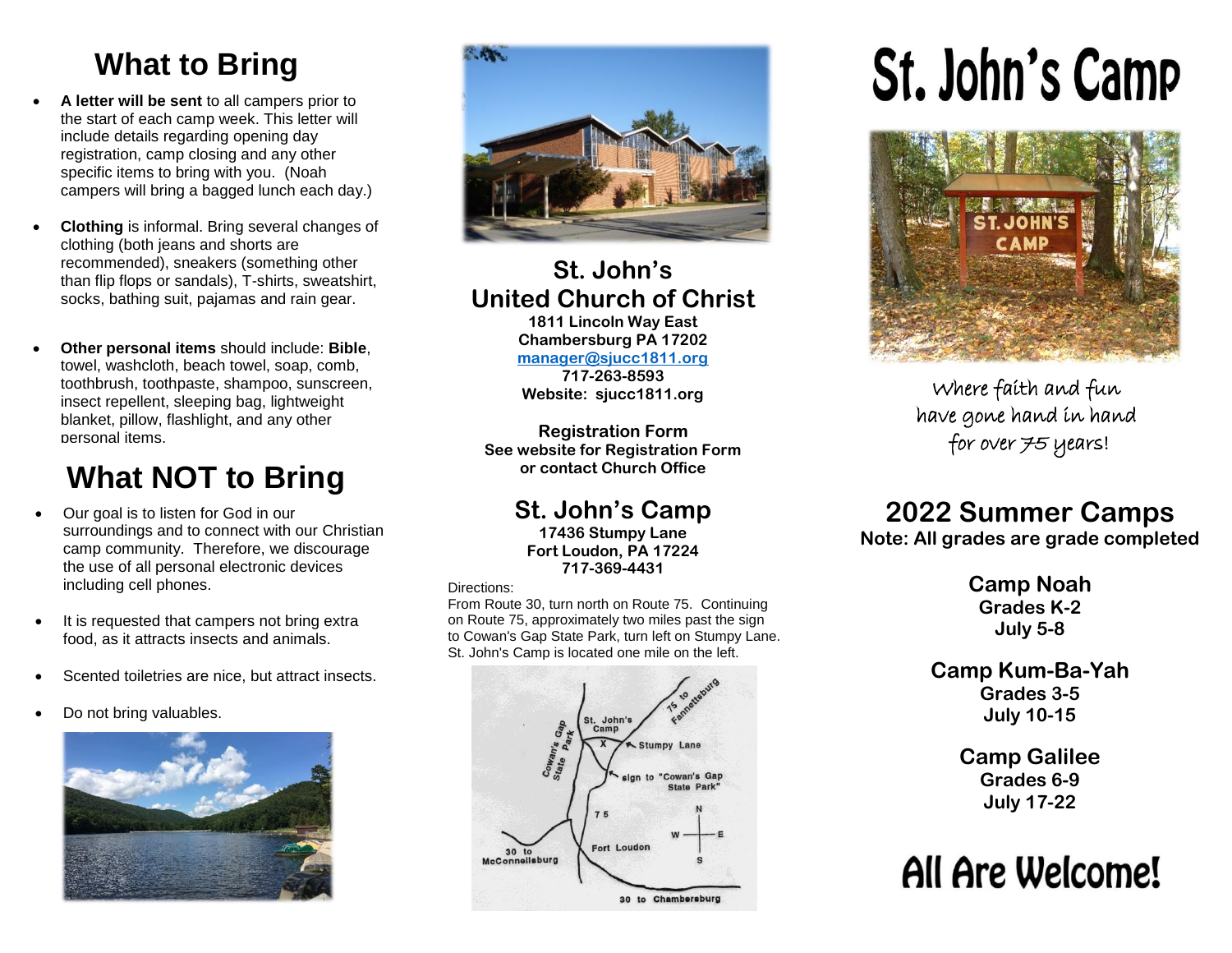## What to Bring

- **A letter will be sent** to all campers prior to the start of each camp week. This letter will include details regarding opening day registration, camp closing and any other specific items to bring with you. (Noah campers will bring a bagged lunch each day.)
- **Clothing** is informal. Bring several changes of clothing (both jeans and shorts are recommended), sneakers (something other than flip flops or sandals), T-shirts, sweatshirt, socks, bathing suit, pajamas and rain gear.
- **Other personal items** should include: **Bible**, towel, washcloth, beach towel, soap, comb, toothbrush, toothpaste, shampoo, sunscreen, insect repellent, sleeping bag, lightweight blanket, pillow, flashlight, and any other personal items.

## What NOT to Bring

- Our goal is to listen for God in our surroundings and to connect with our Christian camp community. Therefore, we discourage the use of all personal electronic devices including cell phones.
- It is requested that campers not bring extra food, as it attracts insects and animals.
- Scented toiletries are nice, but attract insects.
- Do not bring valuables.

## St. John's United Church of Christ

**1811 Lincoln Way East**
**Chambersburg PA 17202**
**manager@sjucc1811.org**
**717-263-8593**
**Website: sjucc1811.org**

**Registration Form**
**See website for Registration Form or contact Church Office**

## St. John's Camp

**17436 Stumpy Lane**
**Fort Loudon, PA 17224**
**717-369-4431**

Directions:
From Route 30, turn north on Route 75. Continuing on Route 75, approximately two miles past the sign to Cowan's Gap State Park, turn left on Stumpy Lane. St. John's Camp is located one mile on the left.

# St. John's Camp

*Where faith and fun have gone hand in hand for over 75 years!*

## 2022 Summer Camps

**Note: All grades are grade completed**

**Camp Noah**
**Grades K-2**
**July 5-8**

**Camp Kum-Ba-Yah**
**Grades 3-5**
**July 10-15**

**Camp Galilee**
**Grades 6-9**
**July 17-22**

# All Are Welcome!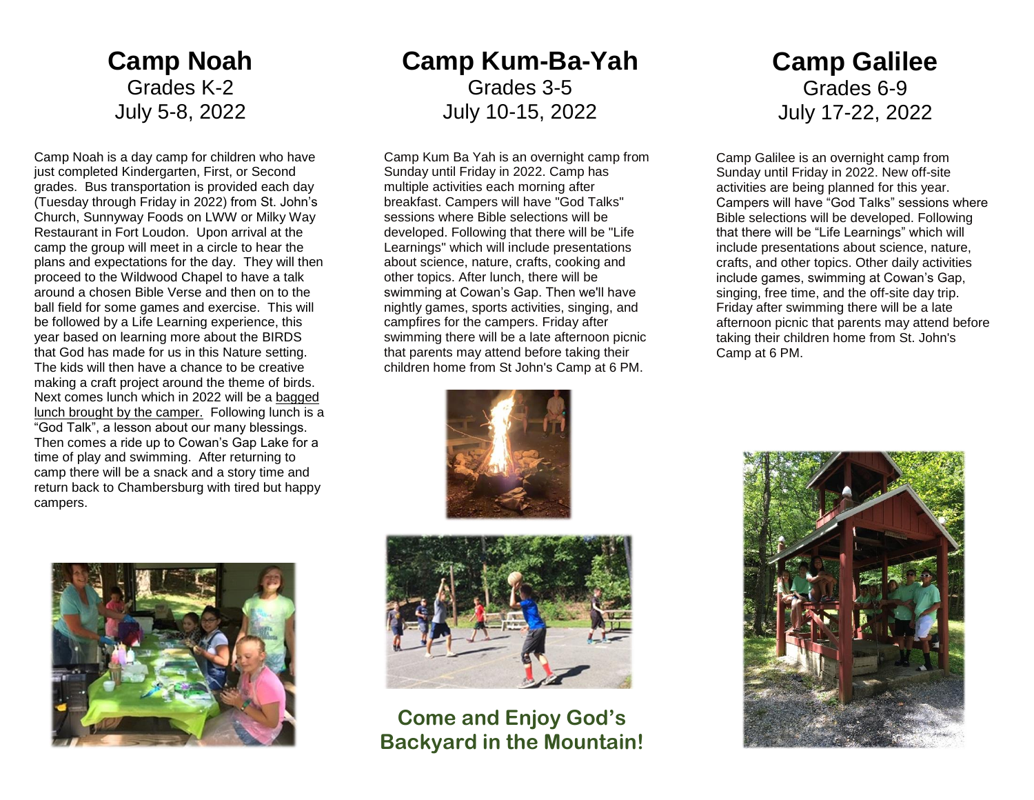# Camp Noah

Grades K-2

July 5-8, 2022

Camp Noah is a day camp for children who have just completed Kindergarten, First, or Second grades. Bus transportation is provided each day (Tuesday through Friday in 2022) from St. John's Church, Sunnyway Foods on LWW or Milky Way Restaurant in Fort Loudon. Upon arrival at the camp the group will meet in a circle to hear the plans and expectations for the day. They will then proceed to the Wildwood Chapel to have a talk around a chosen Bible Verse and then on to the ball field for some games and exercise. This will be followed by a Life Learning experience, this year based on learning more about the BIRDS that God has made for us in this Nature setting. The kids will then have a chance to be creative making a craft project around the theme of birds. Next comes lunch which in 2022 will be a bagged lunch brought by the camper. Following lunch is a "God Talk", a lesson about our many blessings. Then comes a ride up to Cowan's Gap Lake for a time of play and swimming. After returning to camp there will be a snack and a story time and return back to Chambersburg with tired but happy campers.

# Camp Kum-Ba-Yah

Grades 3-5

July 10-15, 2022

Camp Kum Ba Yah is an overnight camp from Sunday until Friday in 2022. Camp has multiple activities each morning after breakfast. Campers will have "God Talks" sessions where Bible selections will be developed. Following that there will be "Life Learnings" which will include presentations about science, nature, crafts, cooking and other topics. After lunch, there will be swimming at Cowan's Gap. Then we'll have nightly games, sports activities, singing, and campfires for the campers. Friday after swimming there will be a late afternoon picnic that parents may attend before taking their children home from St John's Camp at 6 PM.

**Come and Enjoy God's Backyard in the Mountain!**

# Camp Galilee

Grades 6-9

July 17-22, 2022

Camp Galilee is an overnight camp from Sunday until Friday in 2022. New off-site activities are being planned for this year. Campers will have "God Talks" sessions where Bible selections will be developed. Following that there will be "Life Learnings" which will include presentations about science, nature, crafts, and other topics. Other daily activities include games, swimming at Cowan's Gap, singing, free time, and the off-site day trip. Friday after swimming there will be a late afternoon picnic that parents may attend before taking their children home from St. John's Camp at 6 PM.